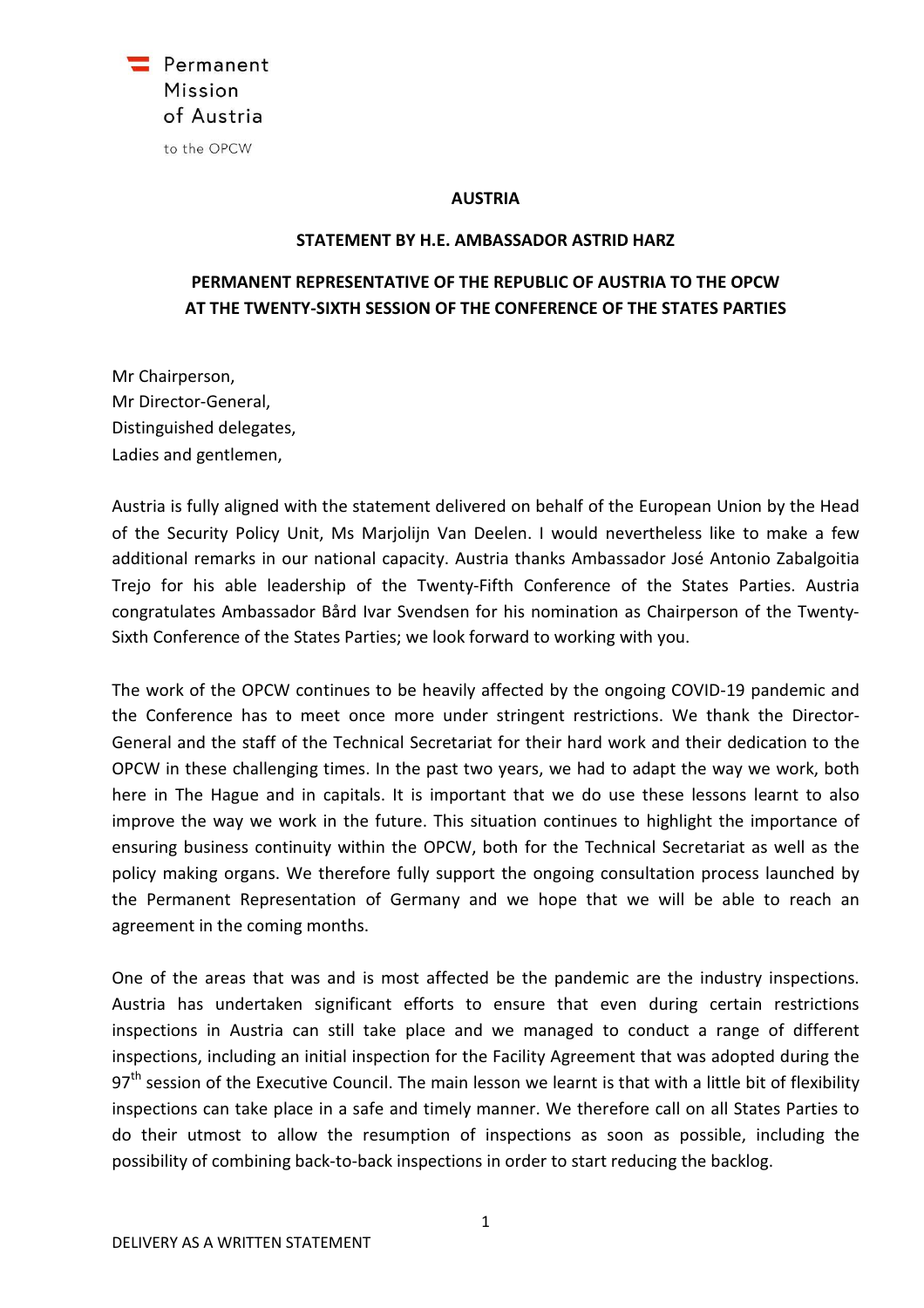Permanent
Mission
of Austria

to the OPCW

**AUSTRIA**

**STATEMENT BY H.E. AMBASSADOR ASTRID HARZ**

**PERMANENT REPRESENTATIVE OF THE REPUBLIC OF AUSTRIA TO THE OPCW AT THE TWENTY-SIXTH SESSION OF THE CONFERENCE OF THE STATES PARTIES**

Mr Chairperson,
Mr Director-General,
Distinguished delegates,
Ladies and gentlemen,

Austria is fully aligned with the statement delivered on behalf of the European Union by the Head of the Security Policy Unit, Ms Marjolijn Van Deelen. I would nevertheless like to make a few additional remarks in our national capacity. Austria thanks Ambassador José Antonio Zabalgoitia Trejo for his able leadership of the Twenty-Fifth Conference of the States Parties. Austria congratulates Ambassador Bård Ivar Svendsen for his nomination as Chairperson of the Twenty-Sixth Conference of the States Parties; we look forward to working with you.

The work of the OPCW continues to be heavily affected by the ongoing COVID-19 pandemic and the Conference has to meet once more under stringent restrictions. We thank the Director-General and the staff of the Technical Secretariat for their hard work and their dedication to the OPCW in these challenging times. In the past two years, we had to adapt the way we work, both here in The Hague and in capitals. It is important that we do use these lessons learnt to also improve the way we work in the future. This situation continues to highlight the importance of ensuring business continuity within the OPCW, both for the Technical Secretariat as well as the policy making organs. We therefore fully support the ongoing consultation process launched by the Permanent Representation of Germany and we hope that we will be able to reach an agreement in the coming months.

One of the areas that was and is most affected be the pandemic are the industry inspections. Austria has undertaken significant efforts to ensure that even during certain restrictions inspections in Austria can still take place and we managed to conduct a range of different inspections, including an initial inspection for the Facility Agreement that was adopted during the 97th session of the Executive Council. The main lesson we learnt is that with a little bit of flexibility inspections can take place in a safe and timely manner. We therefore call on all States Parties to do their utmost to allow the resumption of inspections as soon as possible, including the possibility of combining back-to-back inspections in order to start reducing the backlog.

DELIVERY AS A WRITTEN STATEMENT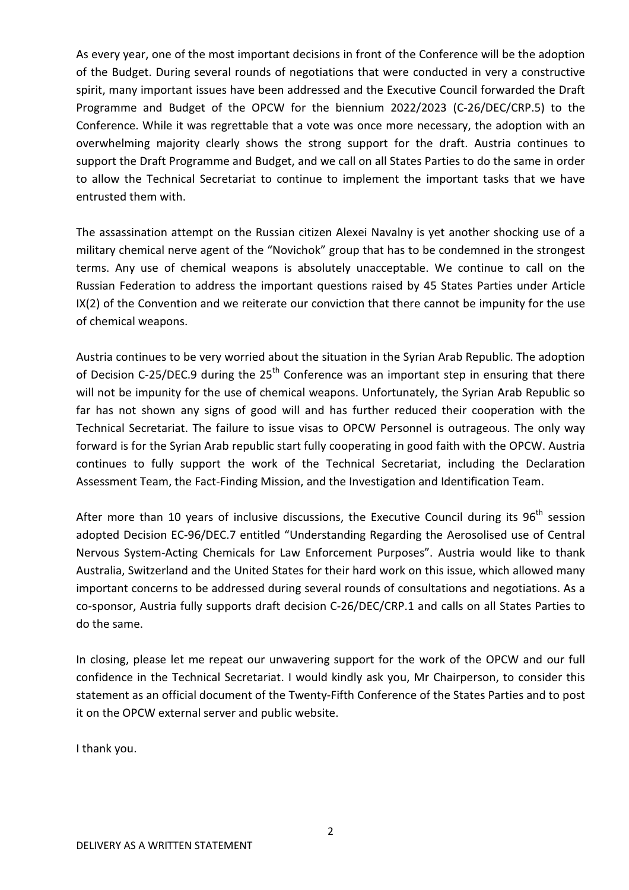As every year, one of the most important decisions in front of the Conference will be the adoption of the Budget. During several rounds of negotiations that were conducted in very a constructive spirit, many important issues have been addressed and the Executive Council forwarded the Draft Programme and Budget of the OPCW for the biennium 2022/2023 (C-26/DEC/CRP.5) to the Conference. While it was regrettable that a vote was once more necessary, the adoption with an overwhelming majority clearly shows the strong support for the draft. Austria continues to support the Draft Programme and Budget, and we call on all States Parties to do the same in order to allow the Technical Secretariat to continue to implement the important tasks that we have entrusted them with.

The assassination attempt on the Russian citizen Alexei Navalny is yet another shocking use of a military chemical nerve agent of the "Novichok" group that has to be condemned in the strongest terms. Any use of chemical weapons is absolutely unacceptable. We continue to call on the Russian Federation to address the important questions raised by 45 States Parties under Article IX(2) of the Convention and we reiterate our conviction that there cannot be impunity for the use of chemical weapons.

Austria continues to be very worried about the situation in the Syrian Arab Republic. The adoption of Decision C-25/DEC.9 during the 25th Conference was an important step in ensuring that there will not be impunity for the use of chemical weapons. Unfortunately, the Syrian Arab Republic so far has not shown any signs of good will and has further reduced their cooperation with the Technical Secretariat. The failure to issue visas to OPCW Personnel is outrageous. The only way forward is for the Syrian Arab republic start fully cooperating in good faith with the OPCW. Austria continues to fully support the work of the Technical Secretariat, including the Declaration Assessment Team, the Fact-Finding Mission, and the Investigation and Identification Team.

After more than 10 years of inclusive discussions, the Executive Council during its 96th session adopted Decision EC-96/DEC.7 entitled "Understanding Regarding the Aerosolised use of Central Nervous System-Acting Chemicals for Law Enforcement Purposes". Austria would like to thank Australia, Switzerland and the United States for their hard work on this issue, which allowed many important concerns to be addressed during several rounds of consultations and negotiations. As a co-sponsor, Austria fully supports draft decision C-26/DEC/CRP.1 and calls on all States Parties to do the same.

In closing, please let me repeat our unwavering support for the work of the OPCW and our full confidence in the Technical Secretariat. I would kindly ask you, Mr Chairperson, to consider this statement as an official document of the Twenty-Fifth Conference of the States Parties and to post it on the OPCW external server and public website.

I thank you.

DELIVERY AS A WRITTEN STATEMENT